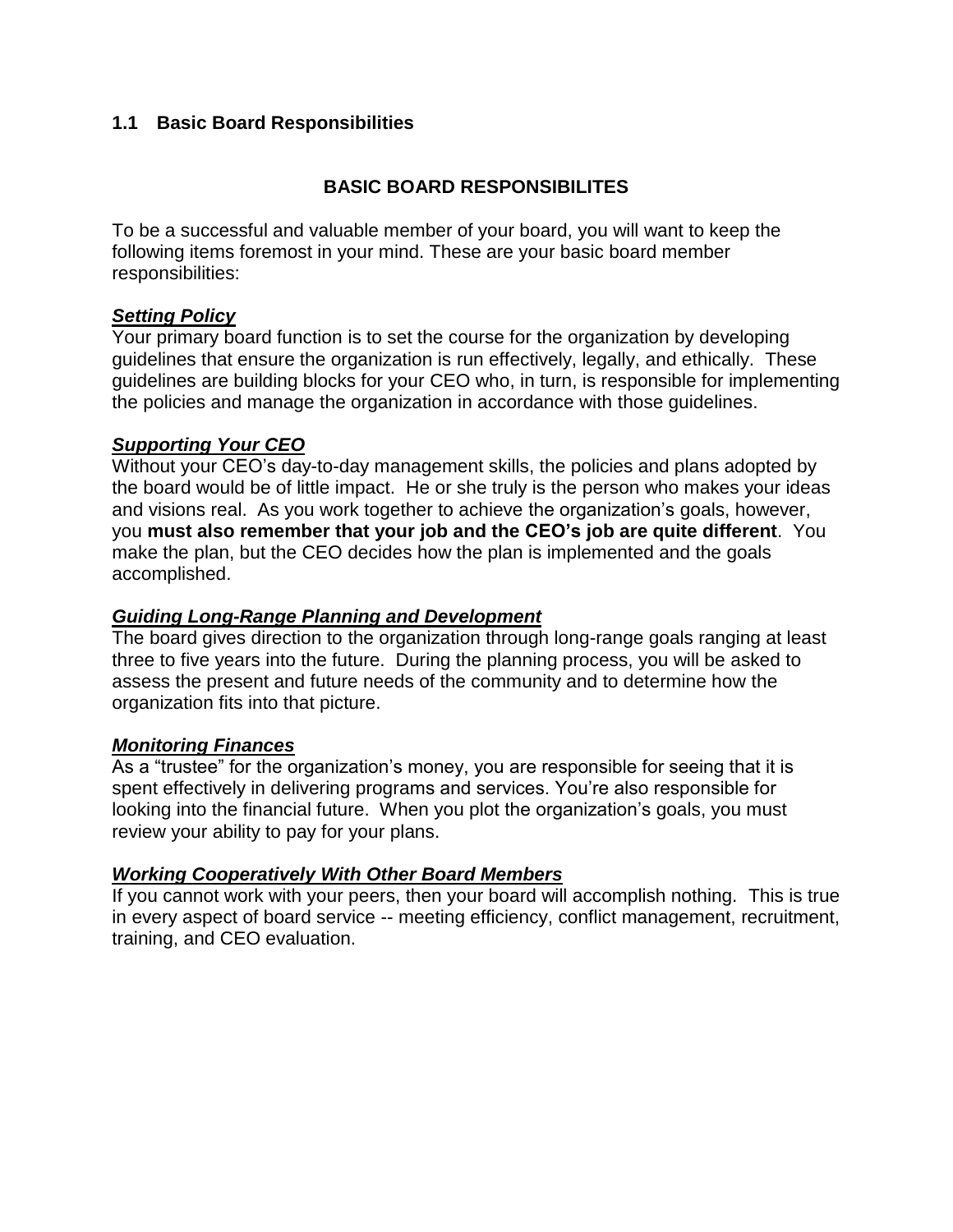## 1.1 Basic Board Responsibilities

### BASIC BOARD RESPONSIBILITES

To be a successful and valuable member of your board, you will want to keep the following items foremost in your mind. These are your basic board member responsibilities:

***Setting Policy***

Your primary board function is to set the course for the organization by developing guidelines that ensure the organization is run effectively, legally, and ethically. These guidelines are building blocks for your CEO who, in turn, is responsible for implementing the policies and manage the organization in accordance with those guidelines.

***Supporting Your CEO***

Without your CEO's day-to-day management skills, the policies and plans adopted by the board would be of little impact. He or she truly is the person who makes your ideas and visions real. As you work together to achieve the organization's goals, however, you **must also remember that your job and the CEO's job are quite different**. You make the plan, but the CEO decides how the plan is implemented and the goals accomplished.

***Guiding Long-Range Planning and Development***

The board gives direction to the organization through long-range goals ranging at least three to five years into the future. During the planning process, you will be asked to assess the present and future needs of the community and to determine how the organization fits into that picture.

***Monitoring Finances***

As a "trustee" for the organization's money, you are responsible for seeing that it is spent effectively in delivering programs and services. You're also responsible for looking into the financial future. When you plot the organization's goals, you must review your ability to pay for your plans.

***Working Cooperatively With Other Board Members***

If you cannot work with your peers, then your board will accomplish nothing. This is true in every aspect of board service -- meeting efficiency, conflict management, recruitment, training, and CEO evaluation.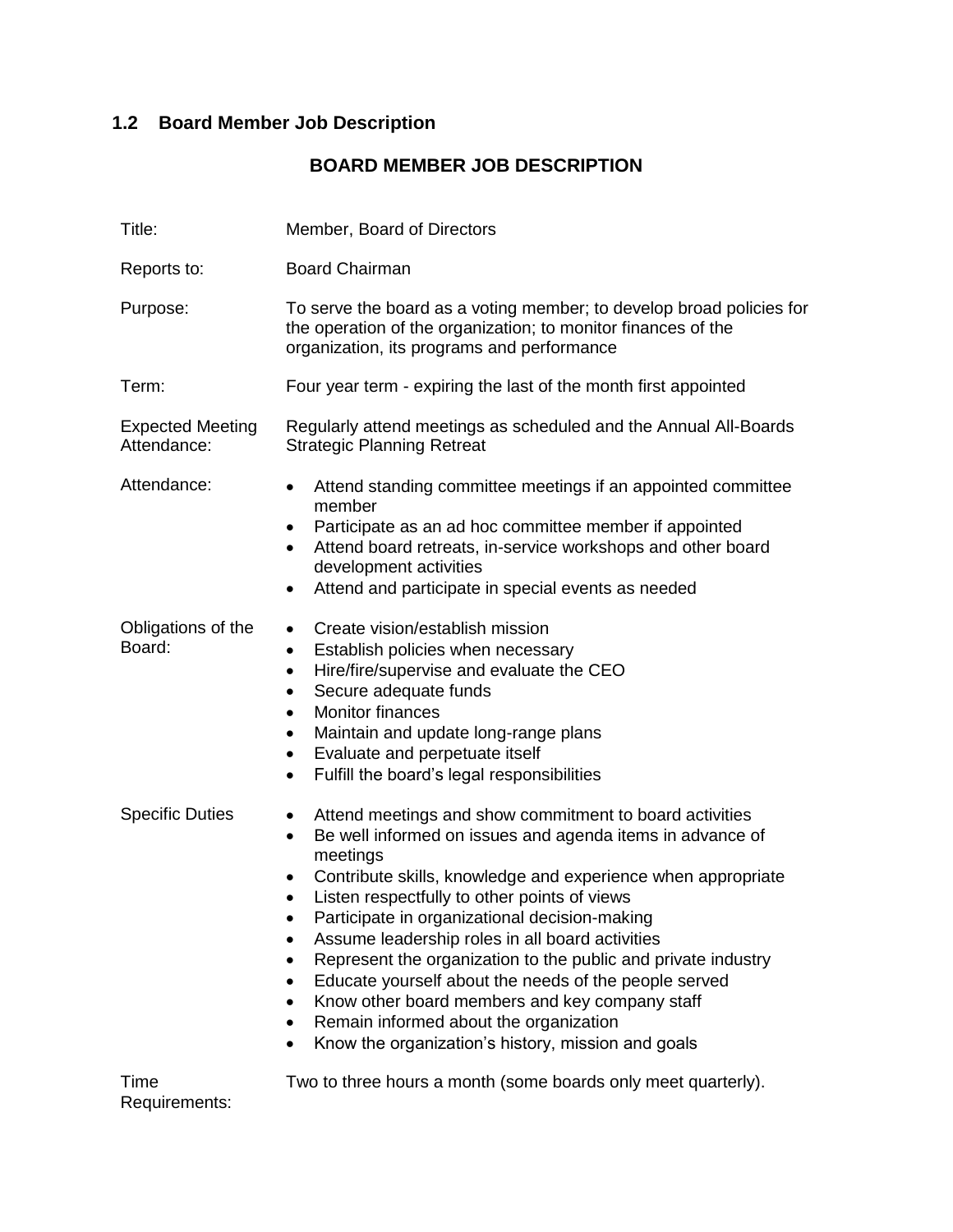## 1.2 Board Member Job Description

### BOARD MEMBER JOB DESCRIPTION

| | |
|---|---|
| Title: | Member, Board of Directors |
| Reports to: | Board Chairman |
| Purpose: | To serve the board as a voting member; to develop broad policies for the operation of the organization; to monitor finances of the organization, its programs and performance |
| Term: | Four year term - expiring the last of the month first appointed |
| Expected Meeting Attendance: | Regularly attend meetings as scheduled and the Annual All-Boards Strategic Planning Retreat |
| Attendance: | • Attend standing committee meetings if an appointed committee member<br>• Participate as an ad hoc committee member if appointed<br>• Attend board retreats, in-service workshops and other board development activities<br>• Attend and participate in special events as needed |
| Obligations of the Board: | • Create vision/establish mission<br>• Establish policies when necessary<br>• Hire/fire/supervise and evaluate the CEO<br>• Secure adequate funds<br>• Monitor finances<br>• Maintain and update long-range plans<br>• Evaluate and perpetuate itself<br>• Fulfill the board's legal responsibilities |
| Specific Duties | • Attend meetings and show commitment to board activities<br>• Be well informed on issues and agenda items in advance of meetings<br>• Contribute skills, knowledge and experience when appropriate<br>• Listen respectfully to other points of views<br>• Participate in organizational decision-making<br>• Assume leadership roles in all board activities<br>• Represent the organization to the public and private industry<br>• Educate yourself about the needs of the people served<br>• Know other board members and key company staff<br>• Remain informed about the organization<br>• Know the organization's history, mission and goals |
| Time Requirements: | Two to three hours a month (some boards only meet quarterly). |